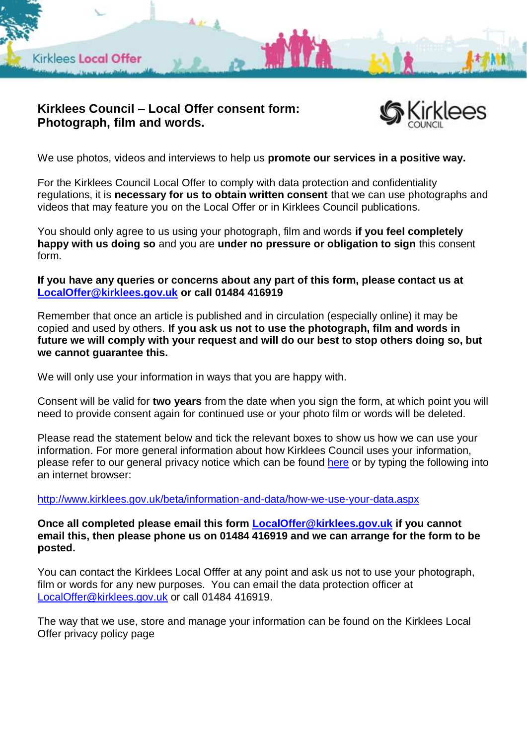# Kirklees Council – Local Offer consent form: Photograph, film and words.

We use photos, videos and interviews to help us **promote our services in a positive way.**

For the Kirklees Council Local Offer to comply with data protection and confidentiality regulations, it is **necessary for us to obtain written consent** that we can use photographs and videos that may feature you on the Local Offer or in Kirklees Council publications.

You should only agree to us using your photograph, film and words **if you feel completely happy with us doing so** and you are **under no pressure or obligation to sign** this consent form.

**If you have any queries or concerns about any part of this form, please contact us at [LocalOffer@kirklees.gov.uk](mailto:LocalOffer@kirklees.gov.uk) or call 01484 416919**

Remember that once an article is published and in circulation (especially online) it may be copied and used by others. **If you ask us not to use the photograph, film and words in future we will comply with your request and will do our best to stop others doing so, but we cannot guarantee this.**

We will only use your information in ways that you are happy with.

Consent will be valid for **two years** from the date when you sign the form, at which point you will need to provide consent again for continued use or your photo film or words will be deleted.

Please read the statement below and tick the relevant boxes to show us how we can use your information. For more general information about how Kirklees Council uses your information, please refer to our general privacy notice which can be found here or by typing the following into an internet browser:

http://www.kirklees.gov.uk/beta/information-and-data/how-we-use-your-data.aspx

**Once all completed please email this form [LocalOffer@kirklees.gov.uk](mailto:LocalOffer@kirklees.gov.uk) if you cannot email this, then please phone us on 01484 416919 and we can arrange for the form to be posted.**

You can contact the Kirklees Local Offfer at any point and ask us not to use your photograph, film or words for any new purposes. You can email the data protection officer at [LocalOffer@kirklees.gov.uk](mailto:LocalOffer@kirklees.gov.uk) or call 01484 416919.

The way that we use, store and manage your information can be found on the Kirklees Local Offer privacy policy page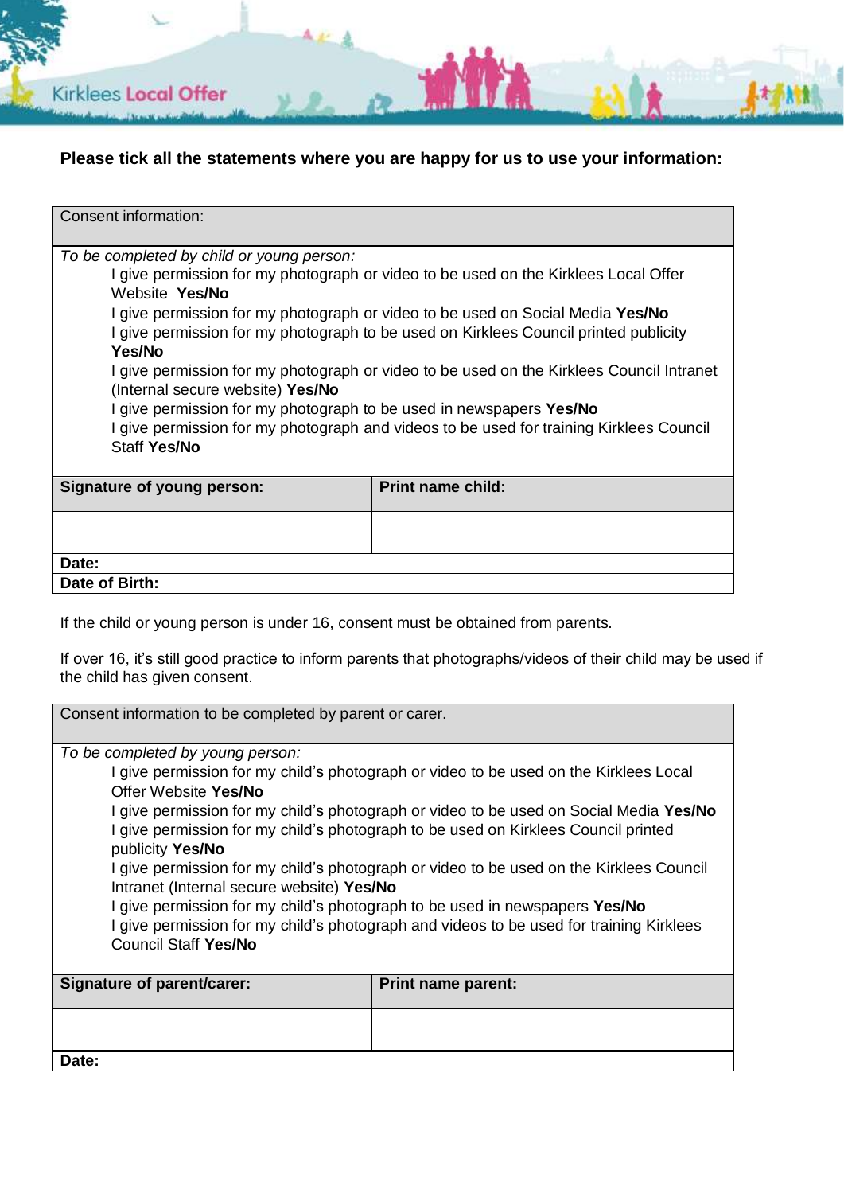Kirklees Local Offer

**Please tick all the statements where you are happy for us to use your information:**

| Consent information: | |
|---|---|
| *To be completed by child or young person:*<br>I give permission for my photograph or video to be used on the Kirklees Local Offer Website **Yes/No**<br>I give permission for my photograph or video to be used on Social Media **Yes/No**<br>I give permission for my photograph to be used on Kirklees Council printed publicity **Yes/No**<br>I give permission for my photograph or video to be used on the Kirklees Council Intranet (Internal secure website) **Yes/No**<br>I give permission for my photograph to be used in newspapers **Yes/No**<br>I give permission for my photograph and videos to be used for training Kirklees Council Staff **Yes/No** | |
| **Signature of young person:** | **Print name child:** |
| | |
| **Date:** | |
| **Date of Birth:** | |

If the child or young person is under 16, consent must be obtained from parents.

If over 16, it's still good practice to inform parents that photographs/videos of their child may be used if the child has given consent.

| Consent information to be completed by parent or carer. | |
|---|---|
| *To be completed by young person:*<br>I give permission for my child's photograph or video to be used on the Kirklees Local Offer Website **Yes/No**<br>I give permission for my child's photograph or video to be used on Social Media **Yes/No**<br>I give permission for my child's photograph to be used on Kirklees Council printed publicity **Yes/No**<br>I give permission for my child's photograph or video to be used on the Kirklees Council Intranet (Internal secure website) **Yes/No**<br>I give permission for my child's photograph to be used in newspapers **Yes/No**<br>I give permission for my child's photograph and videos to be used for training Kirklees Council Staff **Yes/No** | |
| **Signature of parent/carer:** | **Print name parent:** |
| | |
| **Date:** | |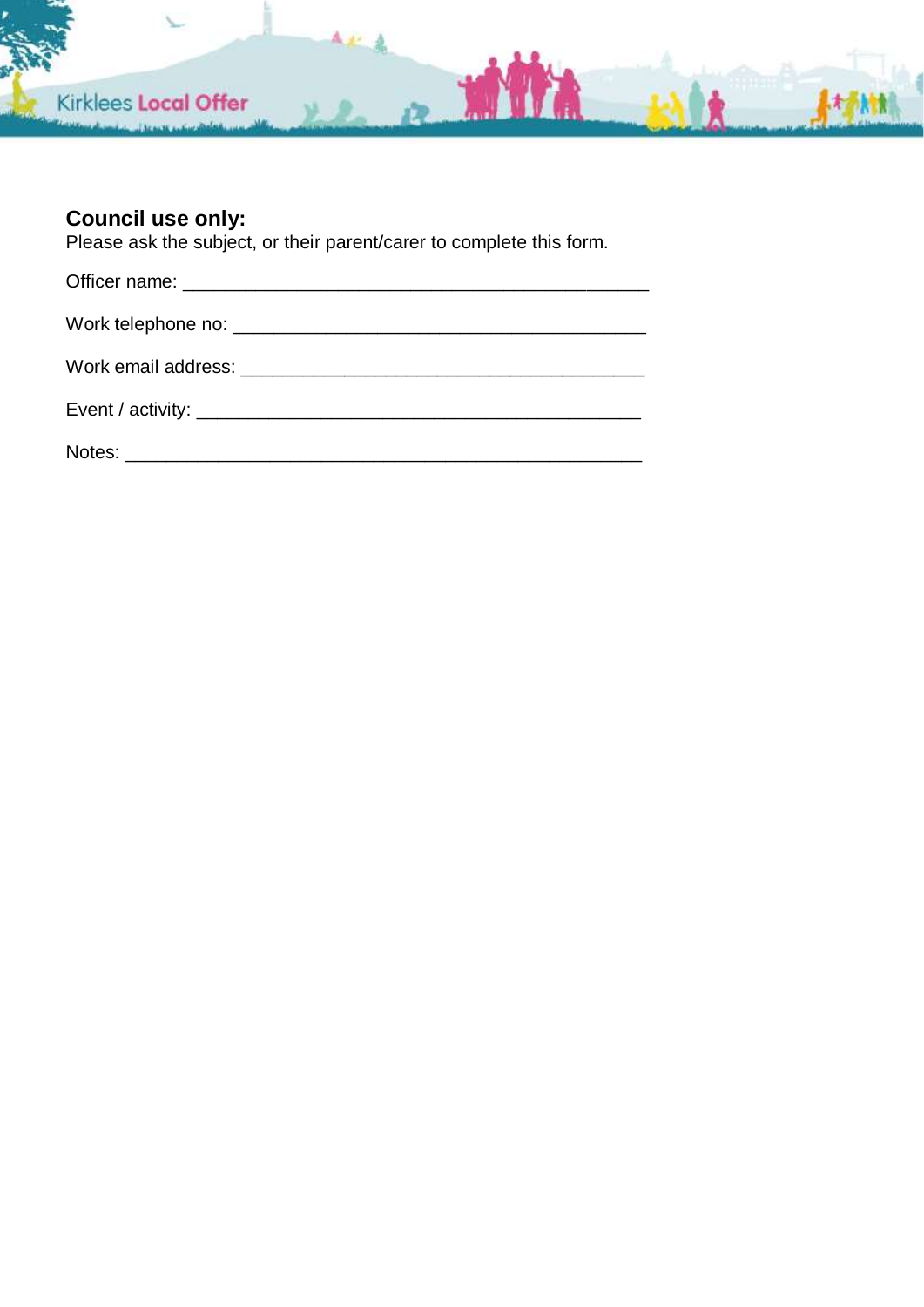**Council use only:**
Please ask the subject, or their parent/carer to complete this form.

Officer name: ______________________________________________

Work telephone no: __________________________________________

Work email address: _________________________________________

Event / activity: ____________________________________________

Notes: ___________________________________________________